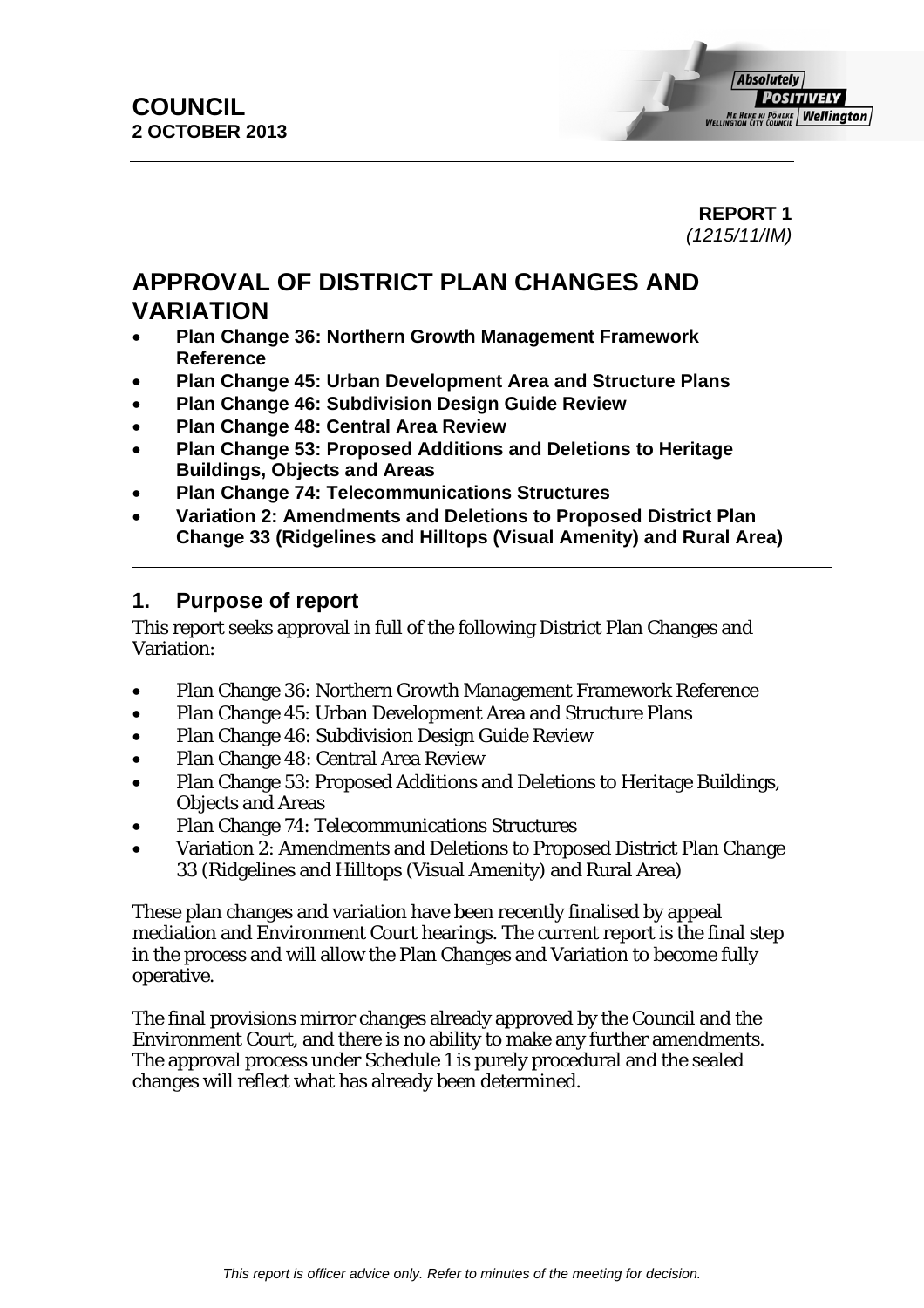**COUNCIL**
**2 OCTOBER 2013**

**REPORT 1**
*(1215/11/IM)*

# APPROVAL OF DISTRICT PLAN CHANGES AND VARIATION

- **Plan Change 36: Northern Growth Management Framework Reference**
- **Plan Change 45: Urban Development Area and Structure Plans**
- **Plan Change 46: Subdivision Design Guide Review**
- **Plan Change 48: Central Area Review**
- **Plan Change 53: Proposed Additions and Deletions to Heritage Buildings, Objects and Areas**
- **Plan Change 74: Telecommunications Structures**
- **Variation 2: Amendments and Deletions to Proposed District Plan Change 33 (Ridgelines and Hilltops (Visual Amenity) and Rural Area)**

## 1. Purpose of report

This report seeks approval in full of the following District Plan Changes and Variation:

- Plan Change 36: Northern Growth Management Framework Reference
- Plan Change 45: Urban Development Area and Structure Plans
- Plan Change 46: Subdivision Design Guide Review
- Plan Change 48: Central Area Review
- Plan Change 53: Proposed Additions and Deletions to Heritage Buildings, Objects and Areas
- Plan Change 74: Telecommunications Structures
- Variation 2: Amendments and Deletions to Proposed District Plan Change 33 (Ridgelines and Hilltops (Visual Amenity) and Rural Area)

These plan changes and variation have been recently finalised by appeal mediation and Environment Court hearings. The current report is the final step in the process and will allow the Plan Changes and Variation to become fully operative.

The final provisions mirror changes already approved by the Council and the Environment Court, and there is no ability to make any further amendments. The approval process under Schedule 1 is purely procedural and the sealed changes will reflect what has already been determined.

*This report is officer advice only. Refer to minutes of the meeting for decision.*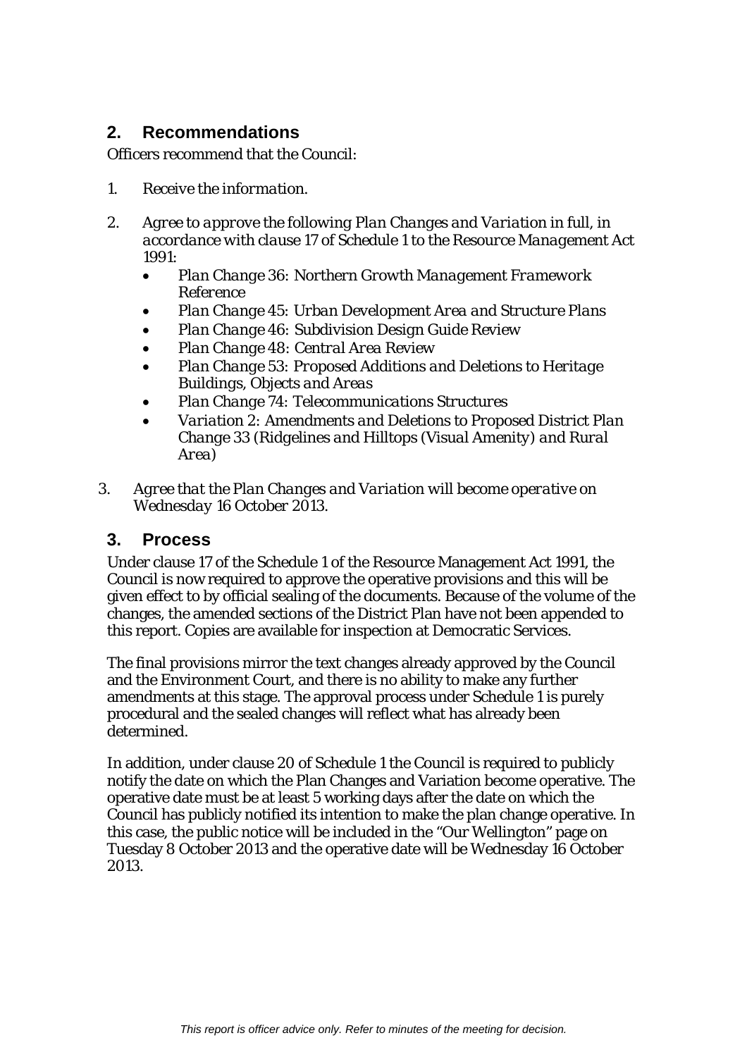## 2. Recommendations

Officers recommend that the Council:

1. *Receive the information.*
2. *Agree to approve the following Plan Changes and Variation in full, in accordance with clause 17 of Schedule 1 to the Resource Management Act 1991:*
   - *Plan Change 36: Northern Growth Management Framework Reference*
   - *Plan Change 45: Urban Development Area and Structure Plans*
   - *Plan Change 46: Subdivision Design Guide Review*
   - *Plan Change 48: Central Area Review*
   - *Plan Change 53: Proposed Additions and Deletions to Heritage Buildings, Objects and Areas*
   - *Plan Change 74: Telecommunications Structures*
   - *Variation 2: Amendments and Deletions to Proposed District Plan Change 33 (Ridgelines and Hilltops (Visual Amenity) and Rural Area)*
3. *Agree that the Plan Changes and Variation will become operative on Wednesday 16 October 2013.*

## 3. Process

Under clause 17 of the Schedule 1 of the Resource Management Act 1991, the Council is now required to approve the operative provisions and this will be given effect to by official sealing of the documents. Because of the volume of the changes, the amended sections of the District Plan have not been appended to this report. Copies are available for inspection at Democratic Services.

The final provisions mirror the text changes already approved by the Council and the Environment Court, and there is no ability to make any further amendments at this stage. The approval process under Schedule 1 is purely procedural and the sealed changes will reflect what has already been determined.

In addition, under clause 20 of Schedule 1 the Council is required to publicly notify the date on which the Plan Changes and Variation become operative. The operative date must be at least 5 working days after the date on which the Council has publicly notified its intention to make the plan change operative. In this case, the public notice will be included in the "Our Wellington" page on Tuesday 8 October 2013 and the operative date will be Wednesday 16 October 2013.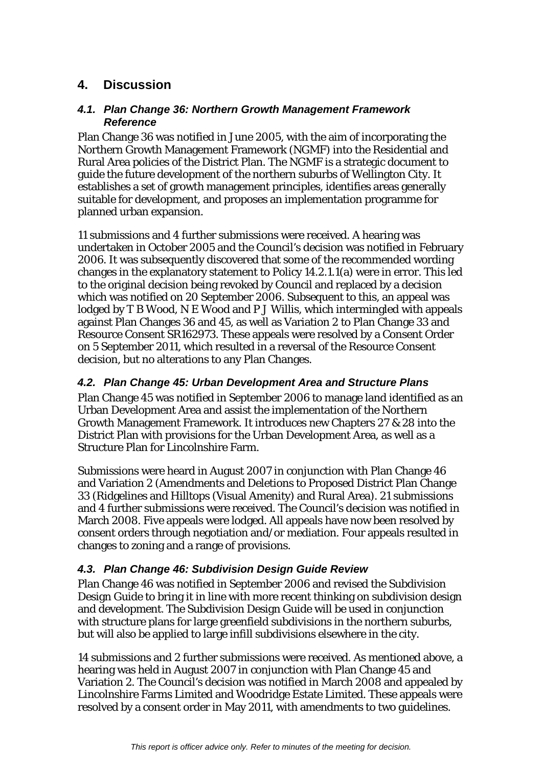## 4. Discussion

### *4.1. Plan Change 36: Northern Growth Management Framework Reference*

Plan Change 36 was notified in June 2005, with the aim of incorporating the Northern Growth Management Framework (NGMF) into the Residential and Rural Area policies of the District Plan. The NGMF is a strategic document to guide the future development of the northern suburbs of Wellington City. It establishes a set of growth management principles, identifies areas generally suitable for development, and proposes an implementation programme for planned urban expansion.

11 submissions and 4 further submissions were received. A hearing was undertaken in October 2005 and the Council's decision was notified in February 2006. It was subsequently discovered that some of the recommended wording changes in the explanatory statement to Policy 14.2.1.1(a) were in error. This led to the original decision being revoked by Council and replaced by a decision which was notified on 20 September 2006. Subsequent to this, an appeal was lodged by T B Wood, N E Wood and P J Willis, which intermingled with appeals against Plan Changes 36 and 45, as well as Variation 2 to Plan Change 33 and Resource Consent SR162973. These appeals were resolved by a Consent Order on 5 September 2011, which resulted in a reversal of the Resource Consent decision, but no alterations to any Plan Changes.

### *4.2. Plan Change 45: Urban Development Area and Structure Plans*

Plan Change 45 was notified in September 2006 to manage land identified as an Urban Development Area and assist the implementation of the Northern Growth Management Framework. It introduces new Chapters 27 & 28 into the District Plan with provisions for the Urban Development Area, as well as a Structure Plan for Lincolnshire Farm.

Submissions were heard in August 2007 in conjunction with Plan Change 46 and Variation 2 (Amendments and Deletions to Proposed District Plan Change 33 (Ridgelines and Hilltops (Visual Amenity) and Rural Area). 21 submissions and 4 further submissions were received. The Council's decision was notified in March 2008. Five appeals were lodged. All appeals have now been resolved by consent orders through negotiation and/or mediation. Four appeals resulted in changes to zoning and a range of provisions.

### *4.3. Plan Change 46: Subdivision Design Guide Review*

Plan Change 46 was notified in September 2006 and revised the Subdivision Design Guide to bring it in line with more recent thinking on subdivision design and development. The Subdivision Design Guide will be used in conjunction with structure plans for large greenfield subdivisions in the northern suburbs, but will also be applied to large infill subdivisions elsewhere in the city.

14 submissions and 2 further submissions were received. As mentioned above, a hearing was held in August 2007 in conjunction with Plan Change 45 and Variation 2. The Council's decision was notified in March 2008 and appealed by Lincolnshire Farms Limited and Woodridge Estate Limited. These appeals were resolved by a consent order in May 2011, with amendments to two guidelines.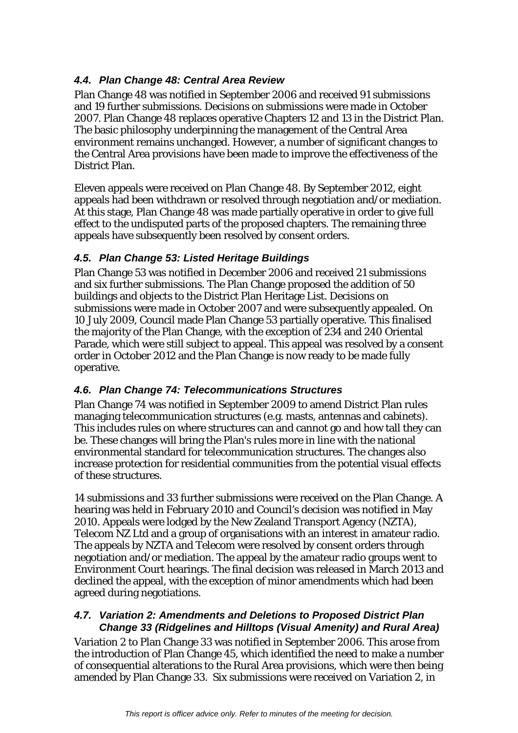### *4.4. Plan Change 48: Central Area Review*

Plan Change 48 was notified in September 2006 and received 91 submissions and 19 further submissions. Decisions on submissions were made in October 2007. Plan Change 48 replaces operative Chapters 12 and 13 in the District Plan. The basic philosophy underpinning the management of the Central Area environment remains unchanged. However, a number of significant changes to the Central Area provisions have been made to improve the effectiveness of the District Plan.

Eleven appeals were received on Plan Change 48. By September 2012, eight appeals had been withdrawn or resolved through negotiation and/or mediation. At this stage, Plan Change 48 was made partially operative in order to give full effect to the undisputed parts of the proposed chapters. The remaining three appeals have subsequently been resolved by consent orders.

### *4.5. Plan Change 53: Listed Heritage Buildings*

Plan Change 53 was notified in December 2006 and received 21 submissions and six further submissions. The Plan Change proposed the addition of 50 buildings and objects to the District Plan Heritage List. Decisions on submissions were made in October 2007 and were subsequently appealed. On 10 July 2009, Council made Plan Change 53 partially operative. This finalised the majority of the Plan Change, with the exception of 234 and 240 Oriental Parade, which were still subject to appeal. This appeal was resolved by a consent order in October 2012 and the Plan Change is now ready to be made fully operative.

### *4.6. Plan Change 74: Telecommunications Structures*

Plan Change 74 was notified in September 2009 to amend District Plan rules managing telecommunication structures (e.g. masts, antennas and cabinets). This includes rules on where structures can and cannot go and how tall they can be. These changes will bring the Plan's rules more in line with the national environmental standard for telecommunication structures. The changes also increase protection for residential communities from the potential visual effects of these structures.

14 submissions and 33 further submissions were received on the Plan Change. A hearing was held in February 2010 and Council's decision was notified in May 2010. Appeals were lodged by the New Zealand Transport Agency (NZTA), Telecom NZ Ltd and a group of organisations with an interest in amateur radio. The appeals by NZTA and Telecom were resolved by consent orders through negotiation and/or mediation. The appeal by the amateur radio groups went to Environment Court hearings. The final decision was released in March 2013 and declined the appeal, with the exception of minor amendments which had been agreed during negotiations.

### *4.7. Variation 2: Amendments and Deletions to Proposed District Plan Change 33 (Ridgelines and Hilltops (Visual Amenity) and Rural Area)*

Variation 2 to Plan Change 33 was notified in September 2006. This arose from the introduction of Plan Change 45, which identified the need to make a number of consequential alterations to the Rural Area provisions, which were then being amended by Plan Change 33. Six submissions were received on Variation 2, in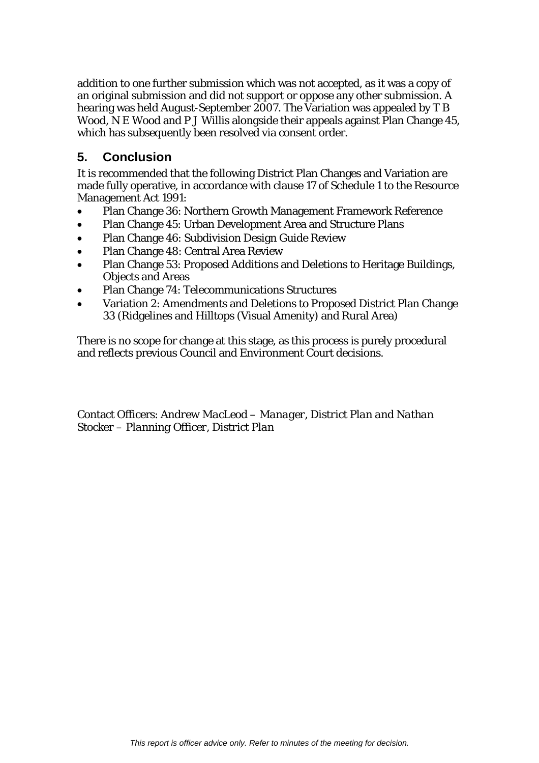addition to one further submission which was not accepted, as it was a copy of an original submission and did not support or oppose any other submission. A hearing was held August-September 2007. The Variation was appealed by T B Wood, N E Wood and P J Willis alongside their appeals against Plan Change 45, which has subsequently been resolved via consent order.

## 5. Conclusion

It is recommended that the following District Plan Changes and Variation are made fully operative, in accordance with clause 17 of Schedule 1 to the Resource Management Act 1991:

- Plan Change 36: Northern Growth Management Framework Reference
- Plan Change 45: Urban Development Area and Structure Plans
- Plan Change 46: Subdivision Design Guide Review
- Plan Change 48: Central Area Review
- Plan Change 53: Proposed Additions and Deletions to Heritage Buildings, Objects and Areas
- Plan Change 74: Telecommunications Structures
- Variation 2: Amendments and Deletions to Proposed District Plan Change 33 (Ridgelines and Hilltops (Visual Amenity) and Rural Area)

There is no scope for change at this stage, as this process is purely procedural and reflects previous Council and Environment Court decisions.

Contact Officers: Andrew MacLeod – *Manager, District Plan and Nathan Stocker – Planning Officer, District Plan*

*This report is officer advice only. Refer to minutes of the meeting for decision.*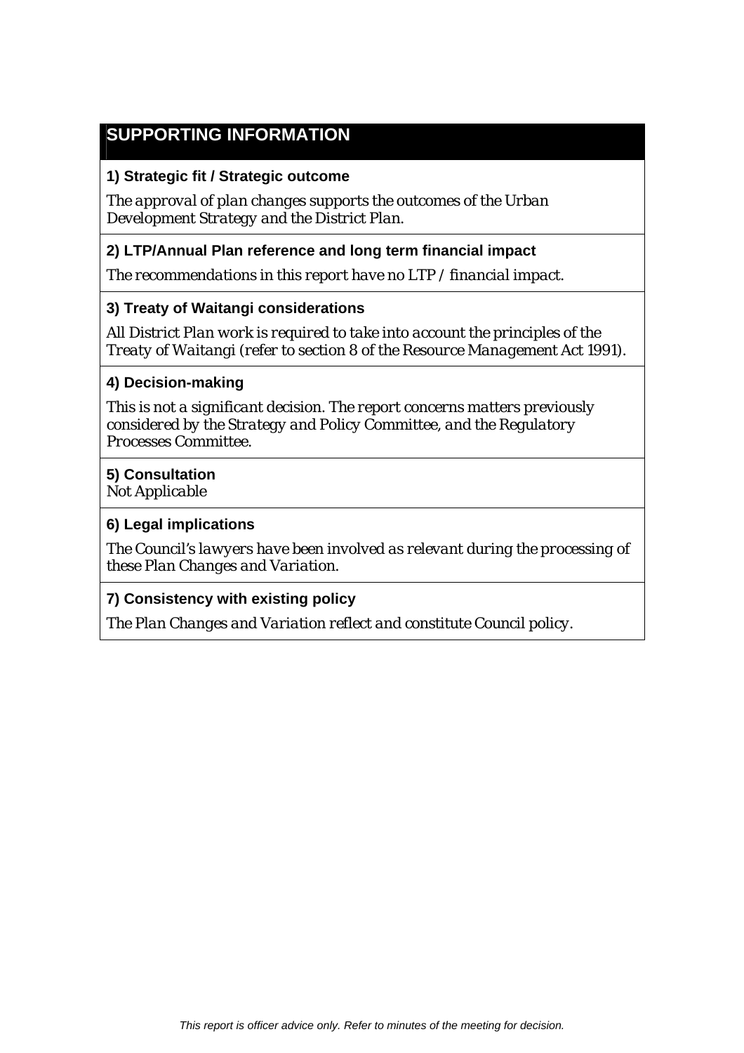## SUPPORTING INFORMATION

**1) Strategic fit / Strategic outcome**

*The approval of plan changes supports the outcomes of the Urban Development Strategy and the District Plan.*

**2) LTP/Annual Plan reference and long term financial impact**

*The recommendations in this report have no LTP / financial impact.*

**3) Treaty of Waitangi considerations**

*All District Plan work is required to take into account the principles of the Treaty of Waitangi (refer to section 8 of the Resource Management Act 1991).*

**4) Decision-making**

*This is not a significant decision. The report concerns matters previously considered by the Strategy and Policy Committee, and the Regulatory Processes Committee.*

**5) Consultation**

*Not Applicable*

**6) Legal implications**

*The Council's lawyers have been involved as relevant during the processing of these Plan Changes and Variation.*

**7) Consistency with existing policy**

*The Plan Changes and Variation reflect and constitute Council policy.*

*This report is officer advice only. Refer to minutes of the meeting for decision.*